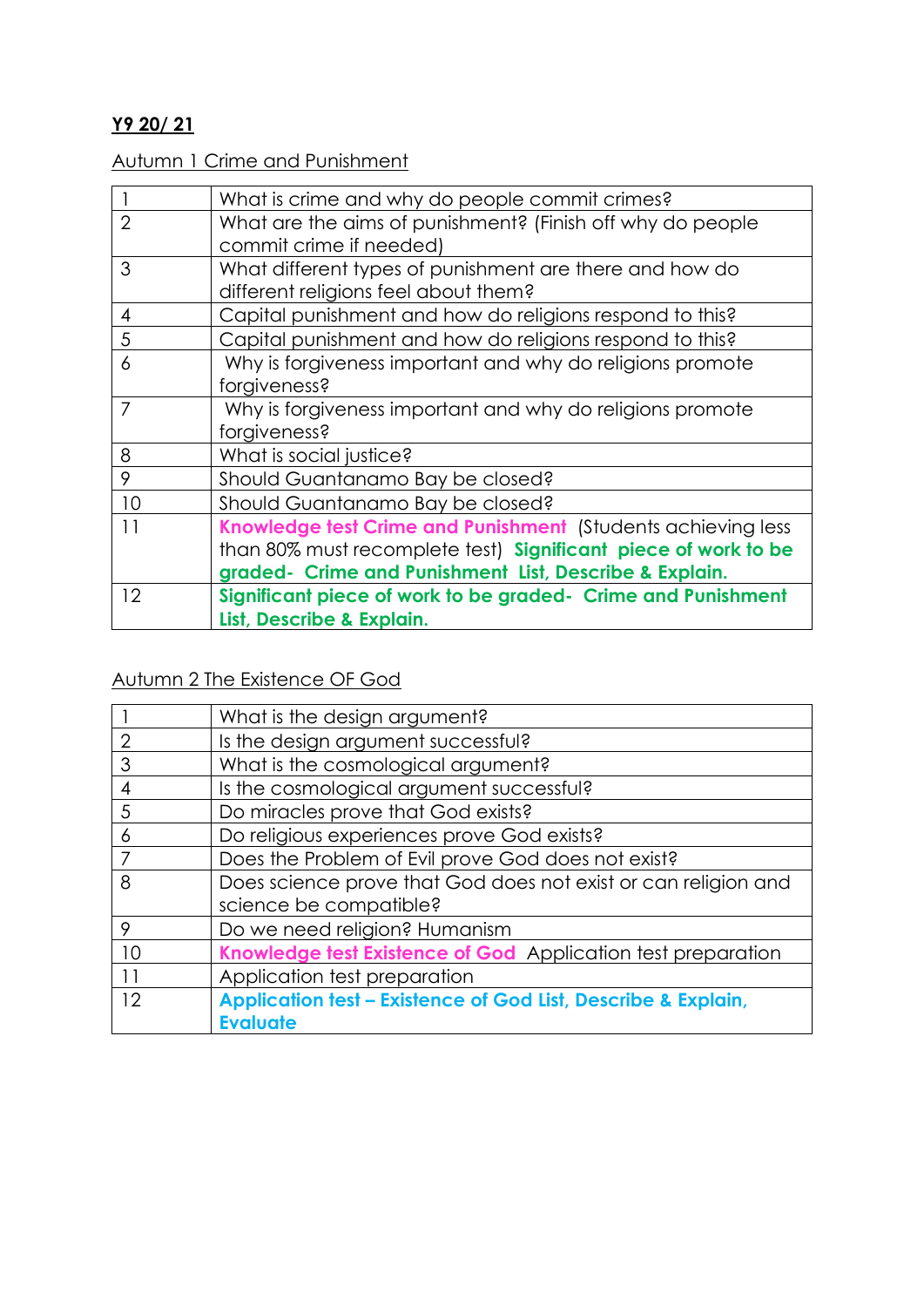**Y9 20/ 21**

Autumn 1 Crime and Punishment

| | |
|---|---|
| 1 | What is crime and why do people commit crimes? |
| 2 | What are the aims of punishment? (Finish off why do people commit crime if needed) |
| 3 | What different types of punishment are there and how do different religions feel about them? |
| 4 | Capital punishment and how do religions respond to this? |
| 5 | Capital punishment and how do religions respond to this? |
| 6 | Why is forgiveness important and why do religions promote forgiveness? |
| 7 | Why is forgiveness important and why do religions promote forgiveness? |
| 8 | What is social justice? |
| 9 | Should Guantanamo Bay be closed? |
| 10 | Should Guantanamo Bay be closed? |
| 11 | **Knowledge test Crime and Punishment** (Students achieving less than 80% must recomplete test) **Significant piece of work to be graded- Crime and Punishment List, Describe & Explain.** |
| 12 | **Significant piece of work to be graded- Crime and Punishment List, Describe & Explain.** |

Autumn 2 The Existence OF God

| | |
|---|---|
| 1 | What is the design argument? |
| 2 | Is the design argument successful? |
| 3 | What is the cosmological argument? |
| 4 | Is the cosmological argument successful? |
| 5 | Do miracles prove that God exists? |
| 6 | Do religious experiences prove God exists? |
| 7 | Does the Problem of Evil prove God does not exist? |
| 8 | Does science prove that God does not exist or can religion and science be compatible? |
| 9 | Do we need religion? Humanism |
| 10 | **Knowledge test Existence of God** Application test preparation |
| 11 | Application test preparation |
| 12 | **Application test – Existence of God List, Describe & Explain, Evaluate** |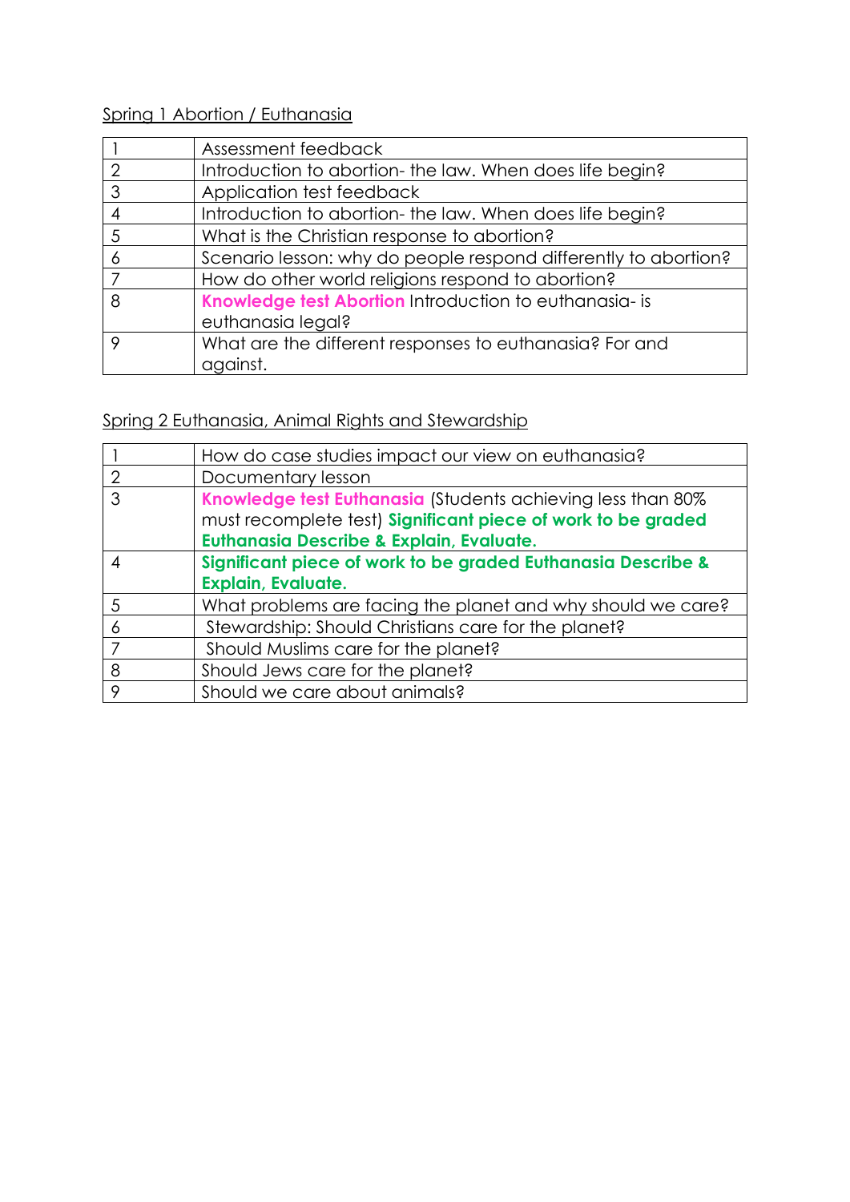Spring 1 Abortion / Euthanasia

| | |
|---|---|
| 1 | Assessment feedback |
| 2 | Introduction to abortion- the law. When does life begin? |
| 3 | Application test feedback |
| 4 | Introduction to abortion- the law. When does life begin? |
| 5 | What is the Christian response to abortion? |
| 6 | Scenario lesson: why do people respond differently to abortion? |
| 7 | How do other world religions respond to abortion? |
| 8 | **Knowledge test Abortion** Introduction to euthanasia- is euthanasia legal? |
| 9 | What are the different responses to euthanasia? For and against. |

Spring 2 Euthanasia, Animal Rights and Stewardship

| | |
|---|---|
| 1 | How do case studies impact our view on euthanasia? |
| 2 | Documentary lesson |
| 3 | **Knowledge test Euthanasia** (Students achieving less than 80% must recomplete test) **Significant piece of work to be graded Euthanasia Describe & Explain, Evaluate.** |
| 4 | **Significant piece of work to be graded Euthanasia Describe & Explain, Evaluate.** |
| 5 | What problems are facing the planet and why should we care? |
| 6 | Stewardship: Should Christians care for the planet? |
| 7 | Should Muslims care for the planet? |
| 8 | Should Jews care for the planet? |
| 9 | Should we care about animals? |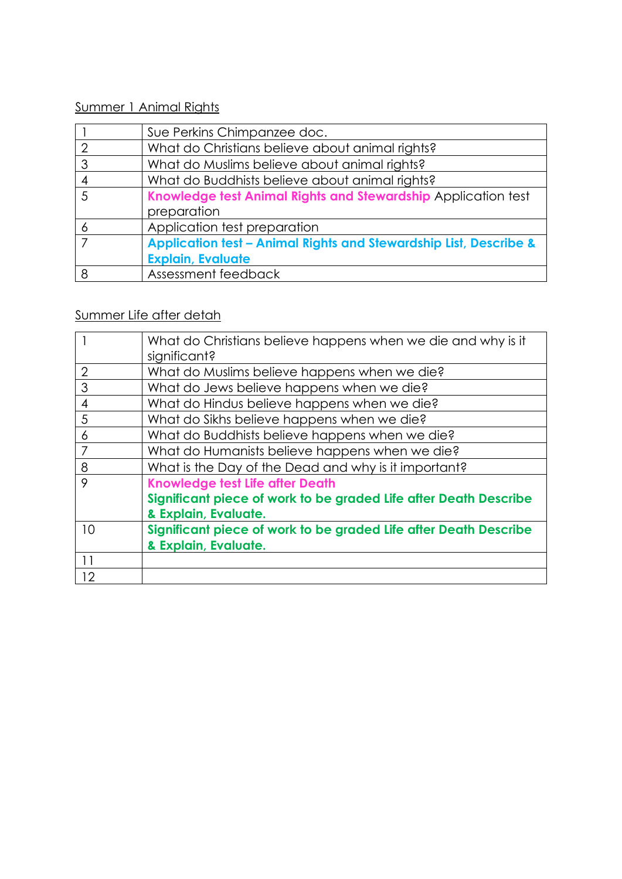Summer 1 Animal Rights

| | |
|---|---|
| 1 | Sue Perkins Chimpanzee doc. |
| 2 | What do Christians believe about animal rights? |
| 3 | What do Muslims believe about animal rights? |
| 4 | What do Buddhists believe about animal rights? |
| 5 | **Knowledge test Animal Rights and Stewardship** Application test preparation |
| 6 | Application test preparation |
| 7 | **Application test – Animal Rights and Stewardship List, Describe & Explain, Evaluate** |
| 8 | Assessment feedback |

Summer Life after detah

| | |
|---|---|
| 1 | What do Christians believe happens when we die and why is it significant? |
| 2 | What do Muslims believe happens when we die? |
| 3 | What do Jews believe happens when we die? |
| 4 | What do Hindus believe happens when we die? |
| 5 | What do Sikhs believe happens when we die? |
| 6 | What do Buddhists believe happens when we die? |
| 7 | What do Humanists believe happens when we die? |
| 8 | What is the Day of the Dead and why is it important? |
| 9 | **Knowledge test Life after Death** **Significant piece of work to be graded Life after Death Describe & Explain, Evaluate.** |
| 10 | **Significant piece of work to be graded Life after Death Describe & Explain, Evaluate.** |
| 11 | |
| 12 | |